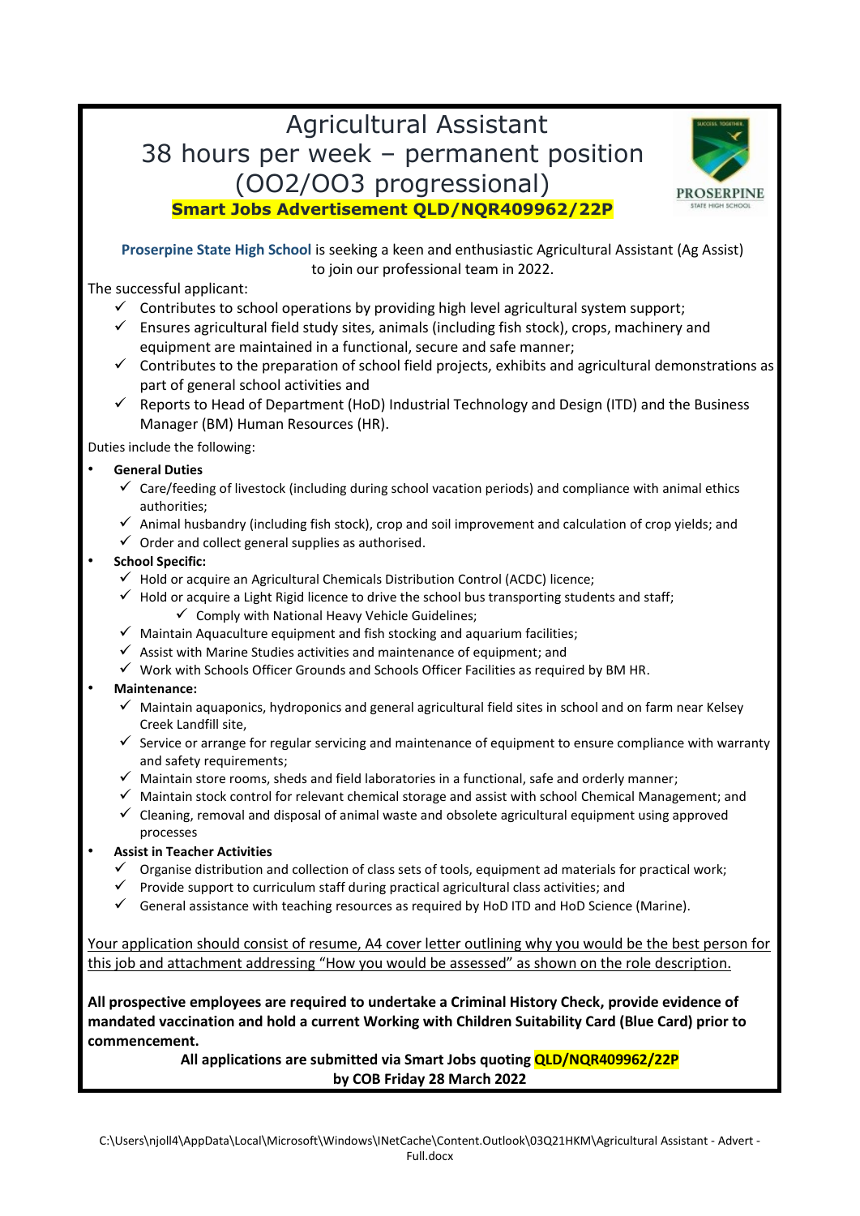# Agricultural Assistant
# 38 hours per week – permanent position
# (OO2/OO3 progressional)

**Smart Jobs Advertisement QLD/NQR409962/22P**

**Proserpine State High School** is seeking a keen and enthusiastic Agricultural Assistant (Ag Assist) to join our professional team in 2022.

The successful applicant:

- ✓ Contributes to school operations by providing high level agricultural system support;
- ✓ Ensures agricultural field study sites, animals (including fish stock), crops, machinery and equipment are maintained in a functional, secure and safe manner;
- ✓ Contributes to the preparation of school field projects, exhibits and agricultural demonstrations as part of general school activities and
- ✓ Reports to Head of Department (HoD) Industrial Technology and Design (ITD) and the Business Manager (BM) Human Resources (HR).

Duties include the following:

- **General Duties**
  - ✓ Care/feeding of livestock (including during school vacation periods) and compliance with animal ethics authorities;
  - ✓ Animal husbandry (including fish stock), crop and soil improvement and calculation of crop yields; and
  - ✓ Order and collect general supplies as authorised.
- **School Specific:**
  - ✓ Hold or acquire an Agricultural Chemicals Distribution Control (ACDC) licence;
  - ✓ Hold or acquire a Light Rigid licence to drive the school bus transporting students and staff;
    - ✓ Comply with National Heavy Vehicle Guidelines;
  - ✓ Maintain Aquaculture equipment and fish stocking and aquarium facilities;
  - ✓ Assist with Marine Studies activities and maintenance of equipment; and
  - ✓ Work with Schools Officer Grounds and Schools Officer Facilities as required by BM HR.
- **Maintenance:**
  - ✓ Maintain aquaponics, hydroponics and general agricultural field sites in school and on farm near Kelsey Creek Landfill site,
  - ✓ Service or arrange for regular servicing and maintenance of equipment to ensure compliance with warranty and safety requirements;
  - ✓ Maintain store rooms, sheds and field laboratories in a functional, safe and orderly manner;
  - ✓ Maintain stock control for relevant chemical storage and assist with school Chemical Management; and
  - ✓ Cleaning, removal and disposal of animal waste and obsolete agricultural equipment using approved processes
- **Assist in Teacher Activities**
  - ✓ Organise distribution and collection of class sets of tools, equipment ad materials for practical work;
  - ✓ Provide support to curriculum staff during practical agricultural class activities; and
  - ✓ General assistance with teaching resources as required by HoD ITD and HoD Science (Marine).

<u>Your application should consist of resume, A4 cover letter outlining why you would be the best person for this job and attachment addressing "How you would be assessed" as shown on the role description.</u>

**All prospective employees are required to undertake a Criminal History Check, provide evidence of mandated vaccination and hold a current Working with Children Suitability Card (Blue Card) prior to commencement.**

**All applications are submitted via Smart Jobs quoting QLD/NQR409962/22P by COB Friday 28 March 2022**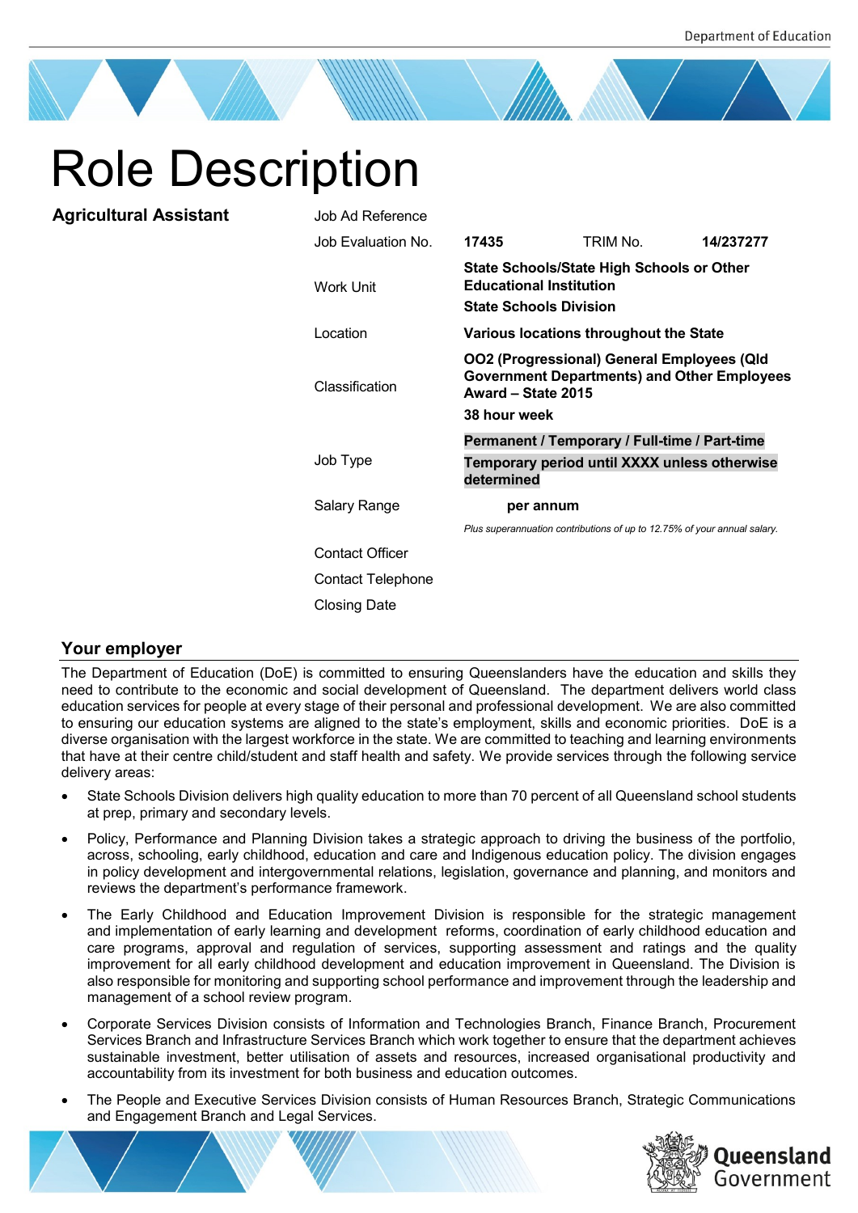# Role Description

**Agricultural Assistant**

| | | | |
|---|---|---|---|
| Job Ad Reference | | | |
| Job Evaluation No. | **17435** | TRIM No. | **14/237277** |
| Work Unit | **State Schools/State High Schools or Other Educational Institution**<br>**State Schools Division** | | |
| Location | **Various locations throughout the State** | | |
| Classification | **OO2 (Progressional) General Employees (Qld Government Departments) and Other Employees Award – State 2015**<br>**38 hour week** | | |
| Job Type | **Permanent / Temporary / Full-time / Part-time**<br>**Temporary period until XXXX unless otherwise determined** | | |
| Salary Range | **per annum**<br>*Plus superannuation contributions of up to 12.75% of your annual salary.* | | |
| Contact Officer | | | |
| Contact Telephone | | | |
| Closing Date | | | |

## Your employer

The Department of Education (DoE) is committed to ensuring Queenslanders have the education and skills they need to contribute to the economic and social development of Queensland. The department delivers world class education services for people at every stage of their personal and professional development. We are also committed to ensuring our education systems are aligned to the state's employment, skills and economic priorities. DoE is a diverse organisation with the largest workforce in the state. We are committed to teaching and learning environments that have at their centre child/student and staff health and safety. We provide services through the following service delivery areas:

- State Schools Division delivers high quality education to more than 70 percent of all Queensland school students at prep, primary and secondary levels.
- Policy, Performance and Planning Division takes a strategic approach to driving the business of the portfolio, across, schooling, early childhood, education and care and Indigenous education policy. The division engages in policy development and intergovernmental relations, legislation, governance and planning, and monitors and reviews the department's performance framework.
- The Early Childhood and Education Improvement Division is responsible for the strategic management and implementation of early learning and development reforms, coordination of early childhood education and care programs, approval and regulation of services, supporting assessment and ratings and the quality improvement for all early childhood development and education improvement in Queensland. The Division is also responsible for monitoring and supporting school performance and improvement through the leadership and management of a school review program.
- Corporate Services Division consists of Information and Technologies Branch, Finance Branch, Procurement Services Branch and Infrastructure Services Branch which work together to ensure that the department achieves sustainable investment, better utilisation of assets and resources, increased organisational productivity and accountability from its investment for both business and education outcomes.
- The People and Executive Services Division consists of Human Resources Branch, Strategic Communications and Engagement Branch and Legal Services.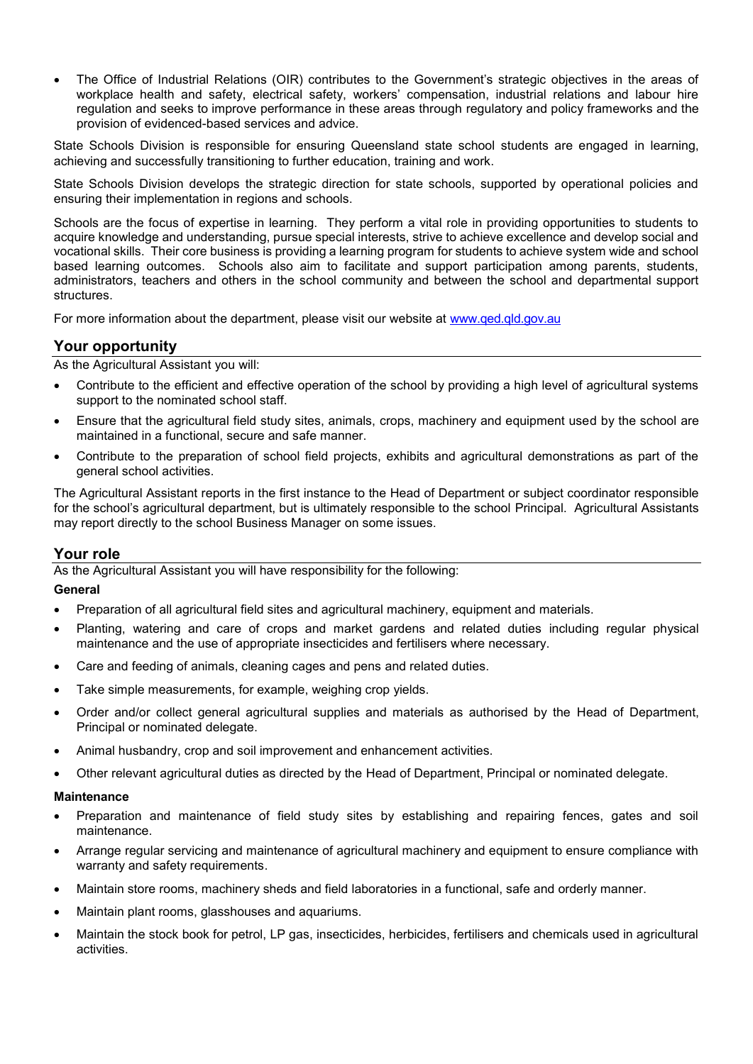- The Office of Industrial Relations (OIR) contributes to the Government's strategic objectives in the areas of workplace health and safety, electrical safety, workers' compensation, industrial relations and labour hire regulation and seeks to improve performance in these areas through regulatory and policy frameworks and the provision of evidenced-based services and advice.

State Schools Division is responsible for ensuring Queensland state school students are engaged in learning, achieving and successfully transitioning to further education, training and work.

State Schools Division develops the strategic direction for state schools, supported by operational policies and ensuring their implementation in regions and schools.

Schools are the focus of expertise in learning. They perform a vital role in providing opportunities to students to acquire knowledge and understanding, pursue special interests, strive to achieve excellence and develop social and vocational skills. Their core business is providing a learning program for students to achieve system wide and school based learning outcomes. Schools also aim to facilitate and support participation among parents, students, administrators, teachers and others in the school community and between the school and departmental support structures.

For more information about the department, please visit our website at [www.qed.qld.gov.au](http://www.qed.qld.gov.au)

## Your opportunity

As the Agricultural Assistant you will:

- Contribute to the efficient and effective operation of the school by providing a high level of agricultural systems support to the nominated school staff.
- Ensure that the agricultural field study sites, animals, crops, machinery and equipment used by the school are maintained in a functional, secure and safe manner.
- Contribute to the preparation of school field projects, exhibits and agricultural demonstrations as part of the general school activities.

The Agricultural Assistant reports in the first instance to the Head of Department or subject coordinator responsible for the school's agricultural department, but is ultimately responsible to the school Principal. Agricultural Assistants may report directly to the school Business Manager on some issues.

## Your role

As the Agricultural Assistant you will have responsibility for the following:

**General**

- Preparation of all agricultural field sites and agricultural machinery, equipment and materials.
- Planting, watering and care of crops and market gardens and related duties including regular physical maintenance and the use of appropriate insecticides and fertilisers where necessary.
- Care and feeding of animals, cleaning cages and pens and related duties.
- Take simple measurements, for example, weighing crop yields.
- Order and/or collect general agricultural supplies and materials as authorised by the Head of Department, Principal or nominated delegate.
- Animal husbandry, crop and soil improvement and enhancement activities.
- Other relevant agricultural duties as directed by the Head of Department, Principal or nominated delegate.

**Maintenance**

- Preparation and maintenance of field study sites by establishing and repairing fences, gates and soil maintenance.
- Arrange regular servicing and maintenance of agricultural machinery and equipment to ensure compliance with warranty and safety requirements.
- Maintain store rooms, machinery sheds and field laboratories in a functional, safe and orderly manner.
- Maintain plant rooms, glasshouses and aquariums.
- Maintain the stock book for petrol, LP gas, insecticides, herbicides, fertilisers and chemicals used in agricultural activities.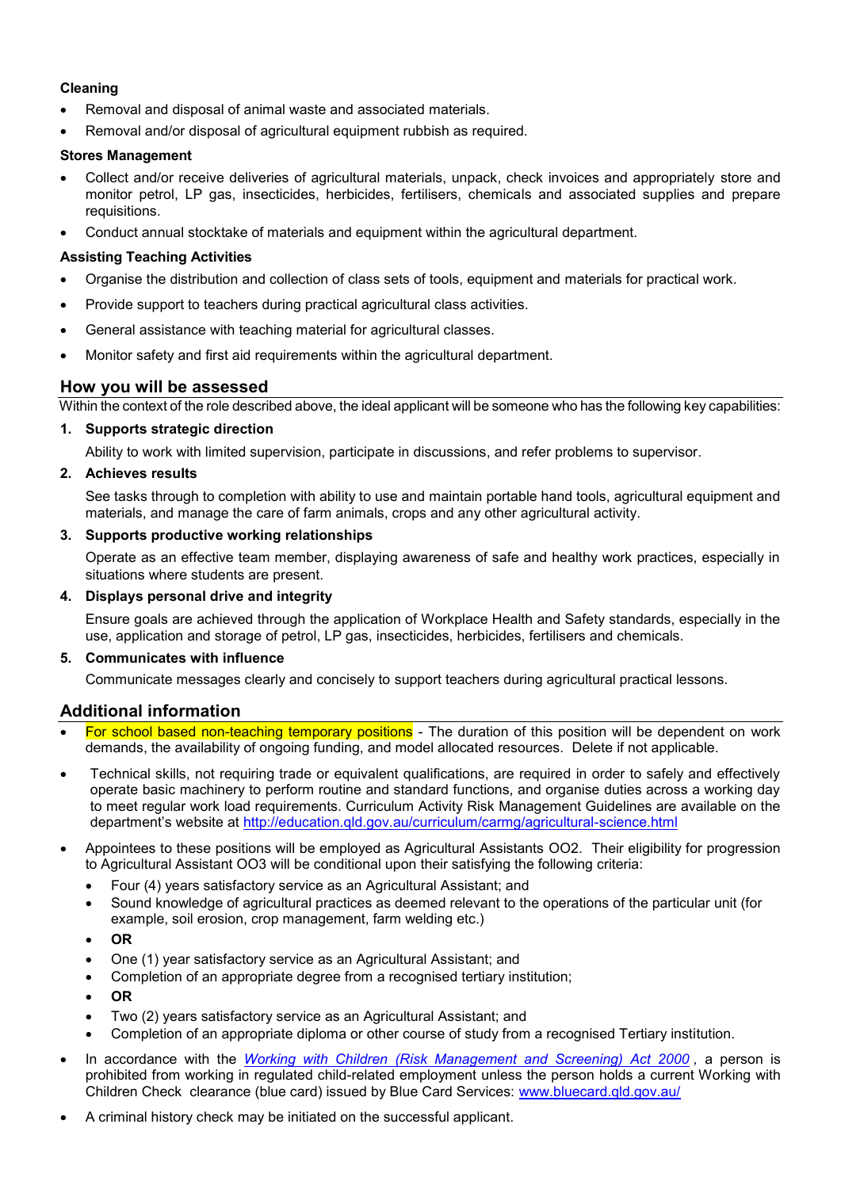**Cleaning**

- Removal and disposal of animal waste and associated materials.
- Removal and/or disposal of agricultural equipment rubbish as required.

**Stores Management**

- Collect and/or receive deliveries of agricultural materials, unpack, check invoices and appropriately store and monitor petrol, LP gas, insecticides, herbicides, fertilisers, chemicals and associated supplies and prepare requisitions.
- Conduct annual stocktake of materials and equipment within the agricultural department.

**Assisting Teaching Activities**

- Organise the distribution and collection of class sets of tools, equipment and materials for practical work.
- Provide support to teachers during practical agricultural class activities.
- General assistance with teaching material for agricultural classes.
- Monitor safety and first aid requirements within the agricultural department.

## How you will be assessed

Within the context of the role described above, the ideal applicant will be someone who has the following key capabilities:

1. **Supports strategic direction**

   Ability to work with limited supervision, participate in discussions, and refer problems to supervisor.

2. **Achieves results**

   See tasks through to completion with ability to use and maintain portable hand tools, agricultural equipment and materials, and manage the care of farm animals, crops and any other agricultural activity.

3. **Supports productive working relationships**

   Operate as an effective team member, displaying awareness of safe and healthy work practices, especially in situations where students are present.

4. **Displays personal drive and integrity**

   Ensure goals are achieved through the application of Workplace Health and Safety standards, especially in the use, application and storage of petrol, LP gas, insecticides, herbicides, fertilisers and chemicals.

5. **Communicates with influence**

   Communicate messages clearly and concisely to support teachers during agricultural practical lessons.

## Additional information

- For school based non-teaching temporary positions - The duration of this position will be dependent on work demands, the availability of ongoing funding, and model allocated resources. Delete if not applicable.
- Technical skills, not requiring trade or equivalent qualifications, are required in order to safely and effectively operate basic machinery to perform routine and standard functions, and organise duties across a working day to meet regular work load requirements. Curriculum Activity Risk Management Guidelines are available on the department's website at http://education.qld.gov.au/curriculum/carmg/agricultural-science.html
- Appointees to these positions will be employed as Agricultural Assistants OO2. Their eligibility for progression to Agricultural Assistant OO3 will be conditional upon their satisfying the following criteria:
  - Four (4) years satisfactory service as an Agricultural Assistant; and
  - Sound knowledge of agricultural practices as deemed relevant to the operations of the particular unit (for example, soil erosion, crop management, farm welding etc.)
  - **OR**
  - One (1) year satisfactory service as an Agricultural Assistant; and
  - Completion of an appropriate degree from a recognised tertiary institution;
  - **OR**
  - Two (2) years satisfactory service as an Agricultural Assistant; and
  - Completion of an appropriate diploma or other course of study from a recognised Tertiary institution.
- In accordance with the *Working with Children (Risk Management and Screening) Act 2000*, a person is prohibited from working in regulated child-related employment unless the person holds a current Working with Children Check clearance (blue card) issued by Blue Card Services: www.bluecard.qld.gov.au/
- A criminal history check may be initiated on the successful applicant.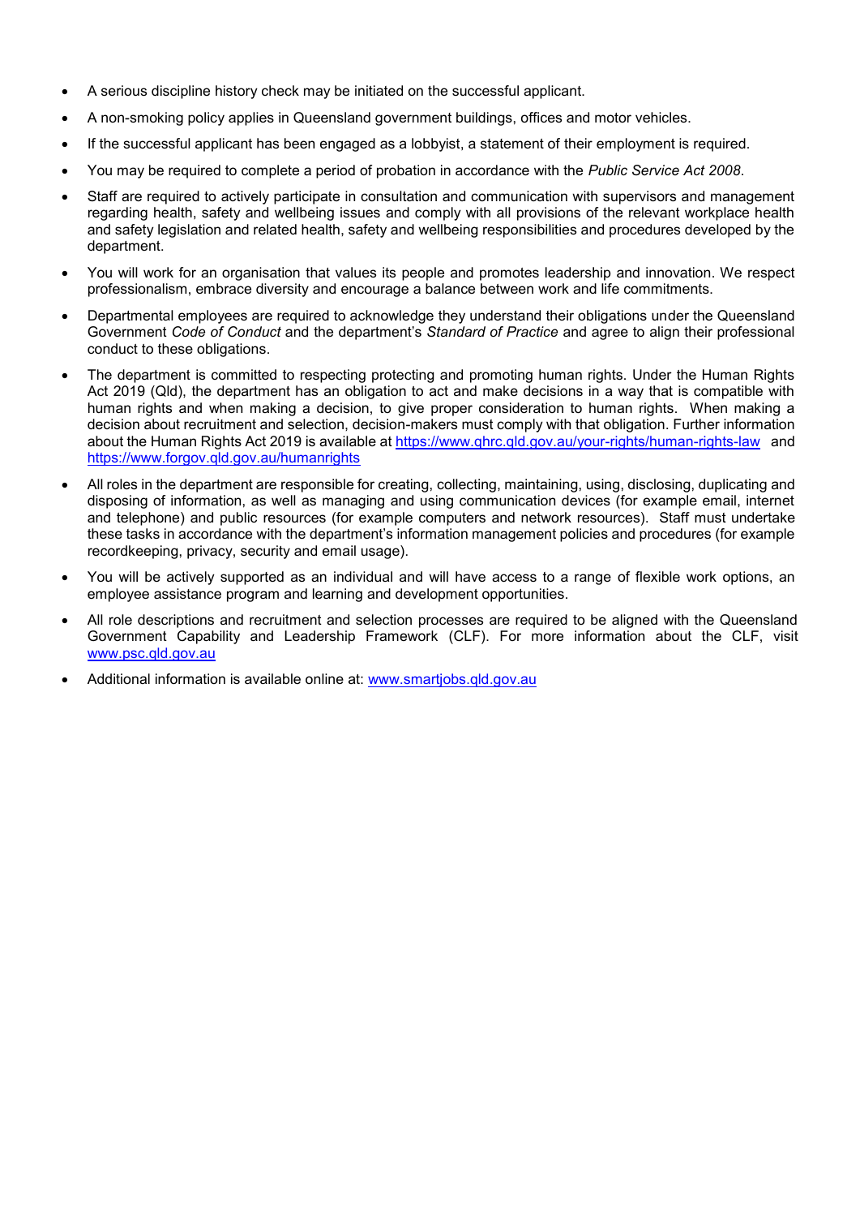- A serious discipline history check may be initiated on the successful applicant.
- A non-smoking policy applies in Queensland government buildings, offices and motor vehicles.
- If the successful applicant has been engaged as a lobbyist, a statement of their employment is required.
- You may be required to complete a period of probation in accordance with the *Public Service Act 2008*.
- Staff are required to actively participate in consultation and communication with supervisors and management regarding health, safety and wellbeing issues and comply with all provisions of the relevant workplace health and safety legislation and related health, safety and wellbeing responsibilities and procedures developed by the department.
- You will work for an organisation that values its people and promotes leadership and innovation. We respect professionalism, embrace diversity and encourage a balance between work and life commitments.
- Departmental employees are required to acknowledge they understand their obligations under the Queensland Government *Code of Conduct* and the department's *Standard of Practice* and agree to align their professional conduct to these obligations.
- The department is committed to respecting protecting and promoting human rights. Under the Human Rights Act 2019 (Qld), the department has an obligation to act and make decisions in a way that is compatible with human rights and when making a decision, to give proper consideration to human rights. When making a decision about recruitment and selection, decision-makers must comply with that obligation. Further information about the Human Rights Act 2019 is available at [https://www.qhrc.qld.gov.au/your-rights/human-rights-law](https://www.qhrc.qld.gov.au/your-rights/human-rights-law) and [https://www.forgov.qld.gov.au/humanrights](https://www.forgov.qld.gov.au/humanrights)
- All roles in the department are responsible for creating, collecting, maintaining, using, disclosing, duplicating and disposing of information, as well as managing and using communication devices (for example email, internet and telephone) and public resources (for example computers and network resources). Staff must undertake these tasks in accordance with the department's information management policies and procedures (for example recordkeeping, privacy, security and email usage).
- You will be actively supported as an individual and will have access to a range of flexible work options, an employee assistance program and learning and development opportunities.
- All role descriptions and recruitment and selection processes are required to be aligned with the Queensland Government Capability and Leadership Framework (CLF). For more information about the CLF, visit [www.psc.qld.gov.au](http://www.psc.qld.gov.au)
- Additional information is available online at: [www.smartjobs.qld.gov.au](http://www.smartjobs.qld.gov.au)